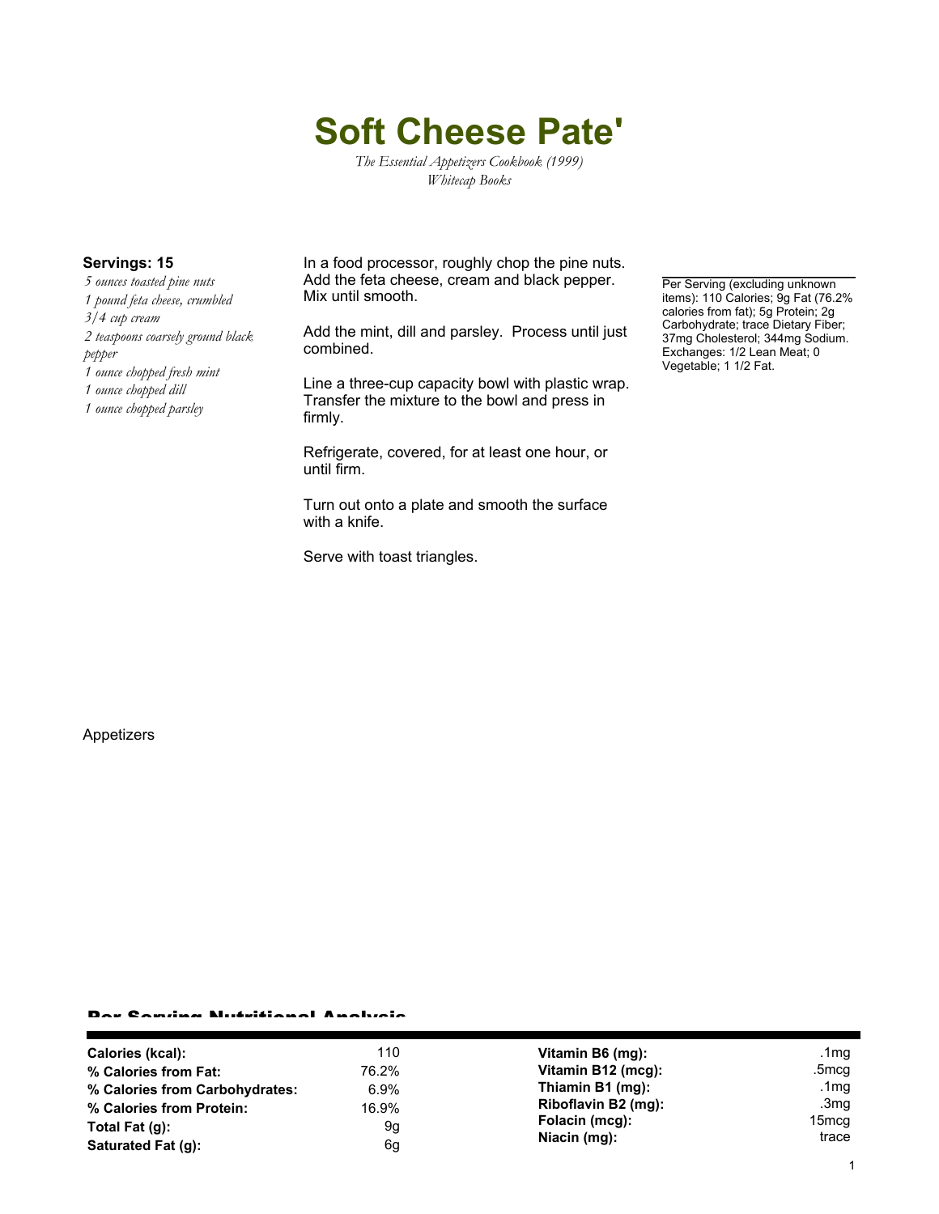# Soft Cheese Pate'

*The Essential Appetizers Cookbook (1999)*
*Whitecap Books*

**Servings: 15**

*5 ounces toasted pine nuts*
*1 pound feta cheese, crumbled*
*3/4 cup cream*
*2 teaspoons coarsely ground black pepper*
*1 ounce chopped fresh mint*
*1 ounce chopped dill*
*1 ounce chopped parsley*

In a food processor, roughly chop the pine nuts. Add the feta cheese, cream and black pepper. Mix until smooth.

Add the mint, dill and parsley. Process until just combined.

Line a three-cup capacity bowl with plastic wrap. Transfer the mixture to the bowl and press in firmly.

Refrigerate, covered, for at least one hour, or until firm.

Turn out onto a plate and smooth the surface with a knife.

Serve with toast triangles.

Per Serving (excluding unknown items): 110 Calories; 9g Fat (76.2% calories from fat); 5g Protein; 2g Carbohydrate; trace Dietary Fiber; 37mg Cholesterol; 344mg Sodium. Exchanges: 1/2 Lean Meat; 0 Vegetable; 1 1/2 Fat.

Appetizers

## Per Serving Nutritional Analysis

| | | | |
|---|---|---|---|
| **Calories (kcal):** | 110 | **Vitamin B6 (mg):** | .1mg |
| **% Calories from Fat:** | 76.2% | **Vitamin B12 (mcg):** | .5mcg |
| **% Calories from Carbohydrates:** | 6.9% | **Thiamin B1 (mg):** | .1mg |
| **% Calories from Protein:** | 16.9% | **Riboflavin B2 (mg):** | .3mg |
| **Total Fat (g):** | 9g | **Folacin (mcg):** | 15mcg |
| **Saturated Fat (g):** | 6g | **Niacin (mg):** | trace |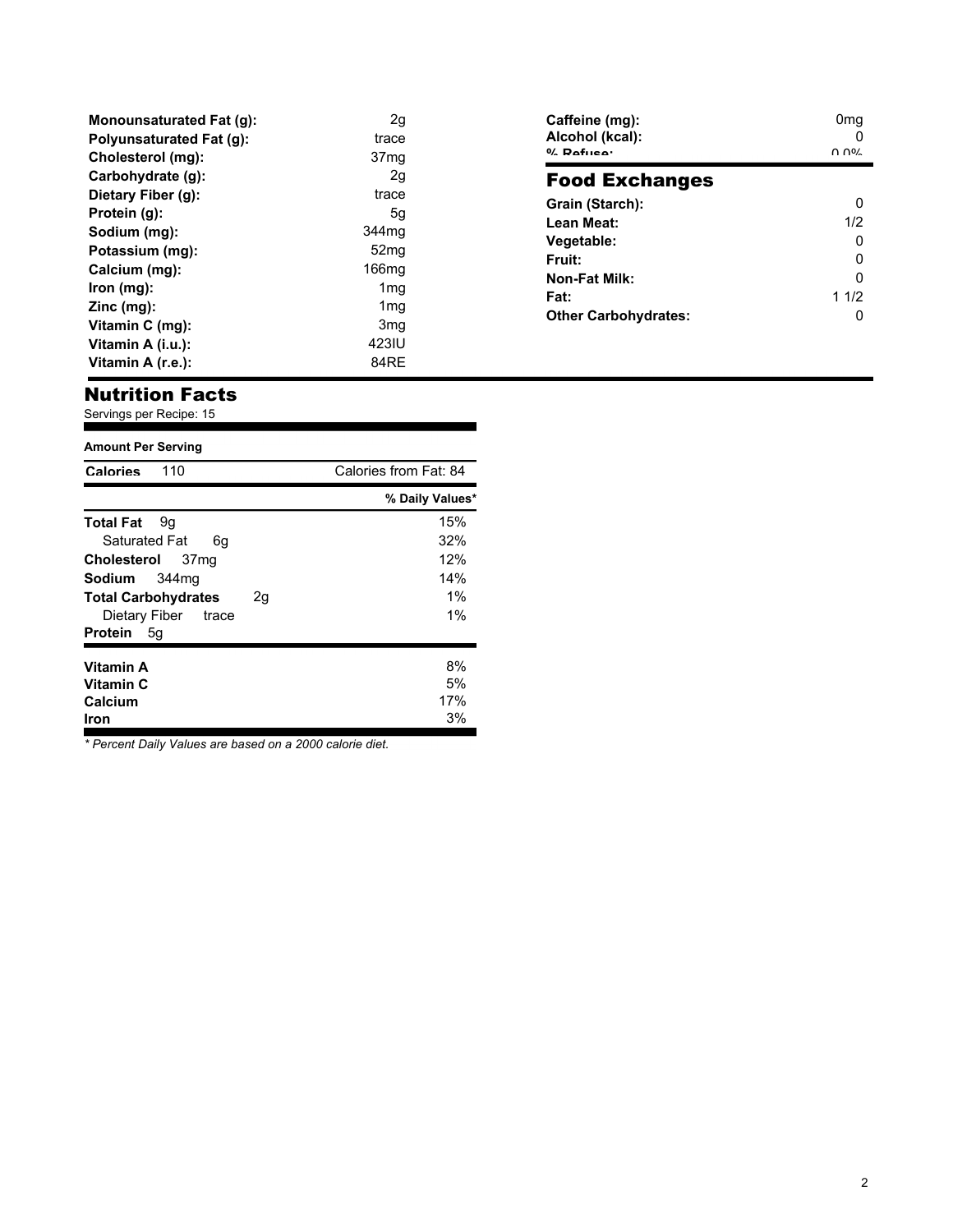| | |
|---|---|
| **Monounsaturated Fat (g):** | 2g |
| **Polyunsaturated Fat (g):** | trace |
| **Cholesterol (mg):** | 37mg |
| **Carbohydrate (g):** | 2g |
| **Dietary Fiber (g):** | trace |
| **Protein (g):** | 5g |
| **Sodium (mg):** | 344mg |
| **Potassium (mg):** | 52mg |
| **Calcium (mg):** | 166mg |
| **Iron (mg):** | 1mg |
| **Zinc (mg):** | 1mg |
| **Vitamin C (mg):** | 3mg |
| **Vitamin A (i.u.):** | 423IU |
| **Vitamin A (r.e.):** | 84RE |

| | |
|---|---|
| **Caffeine (mg):** | 0mg |
| **Alcohol (kcal):** | 0 |
| **% Refuse:** | 0.0% |

## Food Exchanges

| | |
|---|---|
| **Grain (Starch):** | 0 |
| **Lean Meat:** | 1/2 |
| **Vegetable:** | 0 |
| **Fruit:** | 0 |
| **Non-Fat Milk:** | 0 |
| **Fat:** | 1 1/2 |
| **Other Carbohydrates:** | 0 |

## Nutrition Facts

Servings per Recipe: 15

**Amount Per Serving**

| | |
|---|---|
| **Calories** 110 | Calories from Fat: 84 |
| | **% Daily Values*** |
| **Total Fat** 9g | 15% |
| Saturated Fat 6g | 32% |
| **Cholesterol** 37mg | 12% |
| **Sodium** 344mg | 14% |
| **Total Carbohydrates** 2g | 1% |
| Dietary Fiber trace | 1% |
| **Protein** 5g | |
| **Vitamin A** | 8% |
| **Vitamin C** | 5% |
| **Calcium** | 17% |
| **Iron** | 3% |

*\* Percent Daily Values are based on a 2000 calorie diet.*